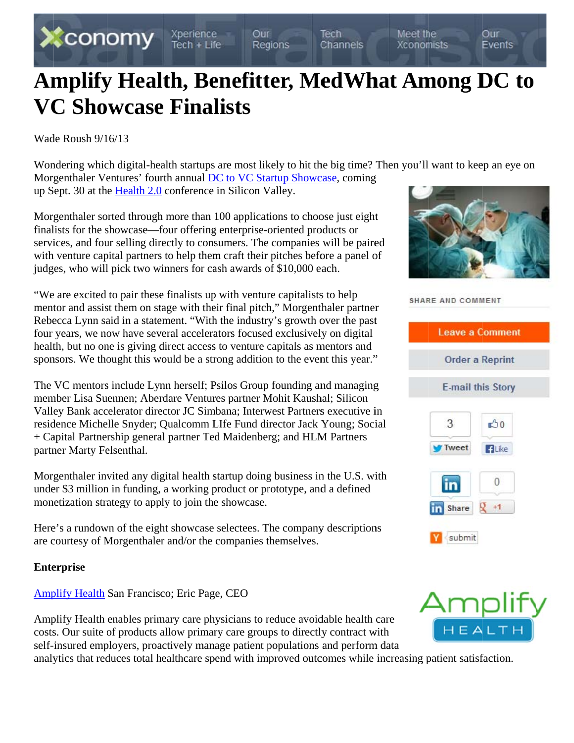# Amplify Health, Benefitter, MedWhat Among DC to VC Showcase Finalists

Wade Roush 9/16/13

Wondering which digital-health startups are most likely to hit the big time? Then you'll want to keep an eye on Morgenthaler Ventures' fourth annual [DC to VC Startup Showcase](), coming up Sept. 30 at the [Health 2.0]() conference in Silicon Valley.

Morgenthaler sorted through more than 100 applications to choose just eight finalists for the showcase—four offering enterprise-oriented products or services, and four selling directly to consumers. The companies will be paired with venture capital partners to help them craft their pitches before a panel of judges, who will pick two winners for cash awards of $10,000 each.

"We are excited to pair these finalists up with venture capitalists to help mentor and assist them on stage with their final pitch," Morgenthaler partner Rebecca Lynn said in a statement. "With the industry's growth over the past four years, we now have several accelerators focused exclusively on digital health, but no one is giving direct access to venture capitals as mentors and sponsors. We thought this would be a strong addition to the event this year."

The VC mentors include Lynn herself; Psilos Group founding and managing member Lisa Suennen; Aberdare Ventures partner Mohit Kaushal; Silicon Valley Bank accelerator director JC Simbana; Interwest Partners executive in residence Michelle Snyder; Qualcomm LIfe Fund director Jack Young; Social + Capital Partnership general partner Ted Maidenberg; and HLM Partners partner Marty Felsenthal.

Morgenthaler invited any digital health startup doing business in the U.S. with under $3 million in funding, a working product or prototype, and a defined monetization strategy to apply to join the showcase.

Here's a rundown of the eight showcase selectees. The company descriptions are courtesy of Morgenthaler and/or the companies themselves.

**Enterprise**

[Amplify Health]() San Francisco; Eric Page, CEO

Amplify Health enables primary care physicians to reduce avoidable health care costs. Our suite of products allow primary care groups to directly contract with self-insured employers, proactively manage patient populations and perform data analytics that reduces total healthcare spend with improved outcomes while increasing patient satisfaction.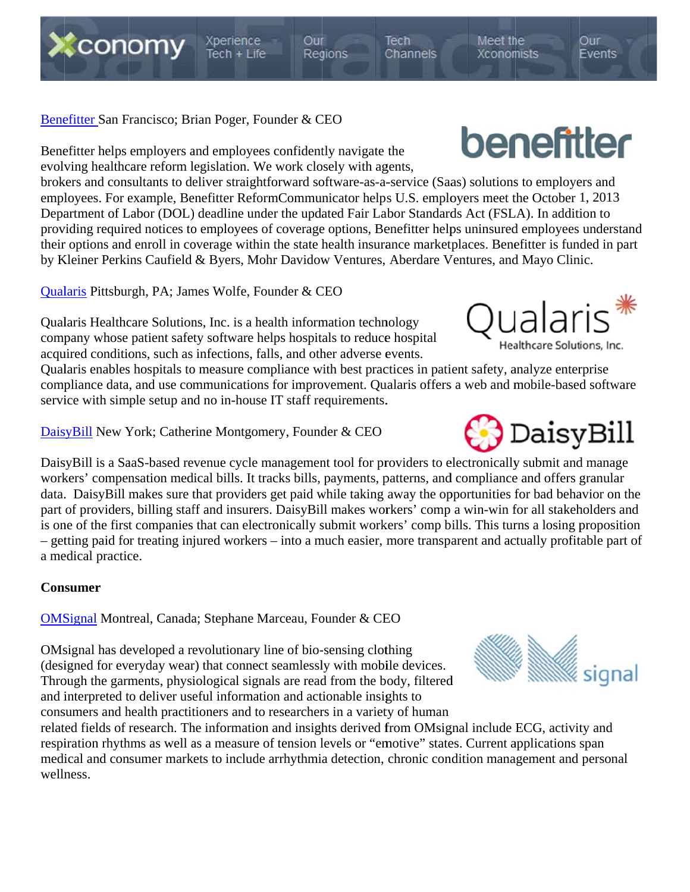[Benefitter](#) San Francisco; Brian Poger, Founder & CEO

Benefitter helps employers and employees confidently navigate the evolving healthcare reform legislation. We work closely with agents, brokers and consultants to deliver straightforward software-as-a-service (Saas) solutions to employers and employees. For example, Benefitter ReformCommunicator helps U.S. employers meet the October 1, 2013 Department of Labor (DOL) deadline under the updated Fair Labor Standards Act (FSLA). In addition to providing required notices to employees of coverage options, Benefitter helps uninsured employees understand their options and enroll in coverage within the state health insurance marketplaces. Benefitter is funded in part by Kleiner Perkins Caufield & Byers, Mohr Davidow Ventures, Aberdare Ventures, and Mayo Clinic.

[Qualaris](#) Pittsburgh, PA; James Wolfe, Founder & CEO

Qualaris Healthcare Solutions, Inc. is a health information technology company whose patient safety software helps hospitals to reduce hospital acquired conditions, such as infections, falls, and other adverse events. Qualaris enables hospitals to measure compliance with best practices in patient safety, analyze enterprise compliance data, and use communications for improvement. Qualaris offers a web and mobile-based software service with simple setup and no in-house IT staff requirements.

[DaisyBill](#) New York; Catherine Montgomery, Founder & CEO

DaisyBill is a SaaS-based revenue cycle management tool for providers to electronically submit and manage workers' compensation medical bills. It tracks bills, payments, patterns, and compliance and offers granular data. DaisyBill makes sure that providers get paid while taking away the opportunities for bad behavior on the part of providers, billing staff and insurers. DaisyBill makes workers' comp a win-win for all stakeholders and is one of the first companies that can electronically submit workers' comp bills. This turns a losing proposition – getting paid for treating injured workers – into a much easier, more transparent and actually profitable part of a medical practice.

**Consumer**

[OMSignal](#) Montreal, Canada; Stephane Marceau, Founder & CEO

OMsignal has developed a revolutionary line of bio-sensing clothing (designed for everyday wear) that connect seamlessly with mobile devices. Through the garments, physiological signals are read from the body, filtered and interpreted to deliver useful information and actionable insights to consumers and health practitioners and to researchers in a variety of human related fields of research. The information and insights derived from OMsignal include ECG, activity and respiration rhythms as well as a measure of tension levels or "emotive" states. Current applications span medical and consumer markets to include arrhythmia detection, chronic condition management and personal wellness.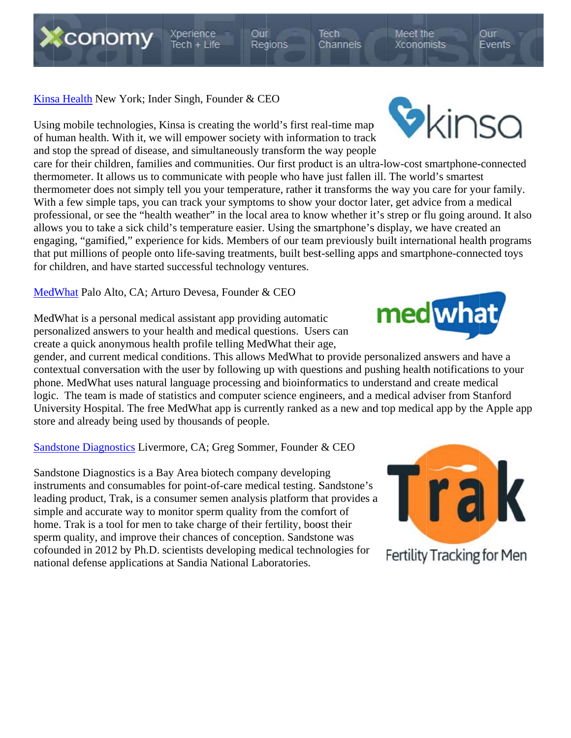[Kinsa Health] New York; Inder Singh, Founder & CEO

Using mobile technologies, Kinsa is creating the world's first real-time map of human health. With it, we will empower society with information to track and stop the spread of disease, and simultaneously transform the way people care for their children, families and communities. Our first product is an ultra-low-cost smartphone-connected thermometer. It allows us to communicate with people who have just fallen ill. The world's smartest thermometer does not simply tell you your temperature, rather it transforms the way you care for your family. With a few simple taps, you can track your symptoms to show your doctor later, get advice from a medical professional, or see the "health weather" in the local area to know whether it's strep or flu going around. It also allows you to take a sick child's temperature easier. Using the smartphone's display, we have created an engaging, "gamified," experience for kids. Members of our team previously built international health programs that put millions of people onto life-saving treatments, built best-selling apps and smartphone-connected toys for children, and have started successful technology ventures.

[MedWhat] Palo Alto, CA; Arturo Devesa, Founder & CEO

MedWhat is a personal medical assistant app providing automatic personalized answers to your health and medical questions. Users can create a quick anonymous health profile telling MedWhat their age, gender, and current medical conditions. This allows MedWhat to provide personalized answers and have a contextual conversation with the user by following up with questions and pushing health notifications to your phone. MedWhat uses natural language processing and bioinformatics to understand and create medical logic. The team is made of statistics and computer science engineers, and a medical adviser from Stanford University Hospital. The free MedWhat app is currently ranked as a new and top medical app by the Apple app store and already being used by thousands of people.

[Sandstone Diagnostics] Livermore, CA; Greg Sommer, Founder & CEO

Sandstone Diagnostics is a Bay Area biotech company developing instruments and consumables for point-of-care medical testing. Sandstone's leading product, Trak, is a consumer semen analysis platform that provides a simple and accurate way to monitor sperm quality from the comfort of home. Trak is a tool for men to take charge of their fertility, boost their sperm quality, and improve their chances of conception. Sandstone was cofounded in 2012 by Ph.D. scientists developing medical technologies for national defense applications at Sandia National Laboratories.